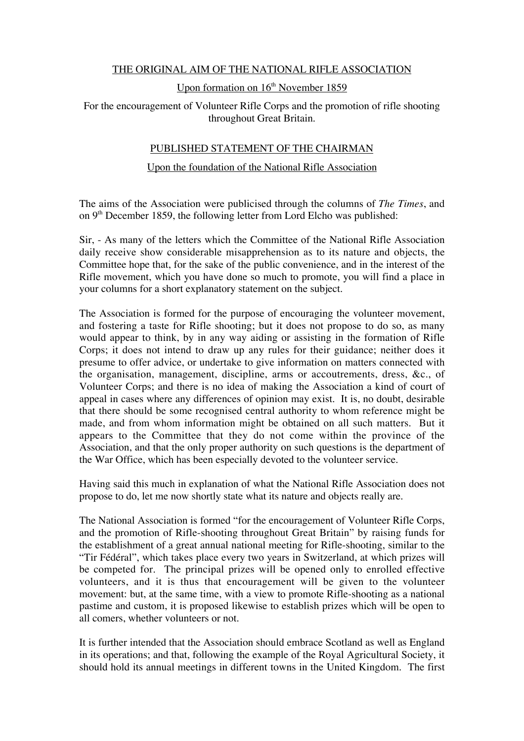## THE ORIGINAL AIM OF THE NATIONAL RIFLE ASSOCIATION

Upon formation on 16th November 1859

For the encouragement of Volunteer Rifle Corps and the promotion of rifle shooting throughout Great Britain.

## PUBLISHED STATEMENT OF THE CHAIRMAN

Upon the foundation of the National Rifle Association

The aims of the Association were publicised through the columns of *The Times*, and on 9th December 1859, the following letter from Lord Elcho was published:

Sir, - As many of the letters which the Committee of the National Rifle Association daily receive show considerable misapprehension as to its nature and objects, the Committee hope that, for the sake of the public convenience, and in the interest of the Rifle movement, which you have done so much to promote, you will find a place in your columns for a short explanatory statement on the subject.

The Association is formed for the purpose of encouraging the volunteer movement, and fostering a taste for Rifle shooting; but it does not propose to do so, as many would appear to think, by in any way aiding or assisting in the formation of Rifle Corps; it does not intend to draw up any rules for their guidance; neither does it presume to offer advice, or undertake to give information on matters connected with the organisation, management, discipline, arms or accoutrements, dress, &c., of Volunteer Corps; and there is no idea of making the Association a kind of court of appeal in cases where any differences of opinion may exist. It is, no doubt, desirable that there should be some recognised central authority to whom reference might be made, and from whom information might be obtained on all such matters. But it appears to the Committee that they do not come within the province of the Association, and that the only proper authority on such questions is the department of the War Office, which has been especially devoted to the volunteer service.

Having said this much in explanation of what the National Rifle Association does not propose to do, let me now shortly state what its nature and objects really are.

The National Association is formed "for the encouragement of Volunteer Rifle Corps, and the promotion of Rifle-shooting throughout Great Britain" by raising funds for the establishment of a great annual national meeting for Rifle-shooting, similar to the "Tir Fédéral", which takes place every two years in Switzerland, at which prizes will be competed for. The principal prizes will be opened only to enrolled effective volunteers, and it is thus that encouragement will be given to the volunteer movement: but, at the same time, with a view to promote Rifle-shooting as a national pastime and custom, it is proposed likewise to establish prizes which will be open to all comers, whether volunteers or not.

It is further intended that the Association should embrace Scotland as well as England in its operations; and that, following the example of the Royal Agricultural Society, it should hold its annual meetings in different towns in the United Kingdom. The first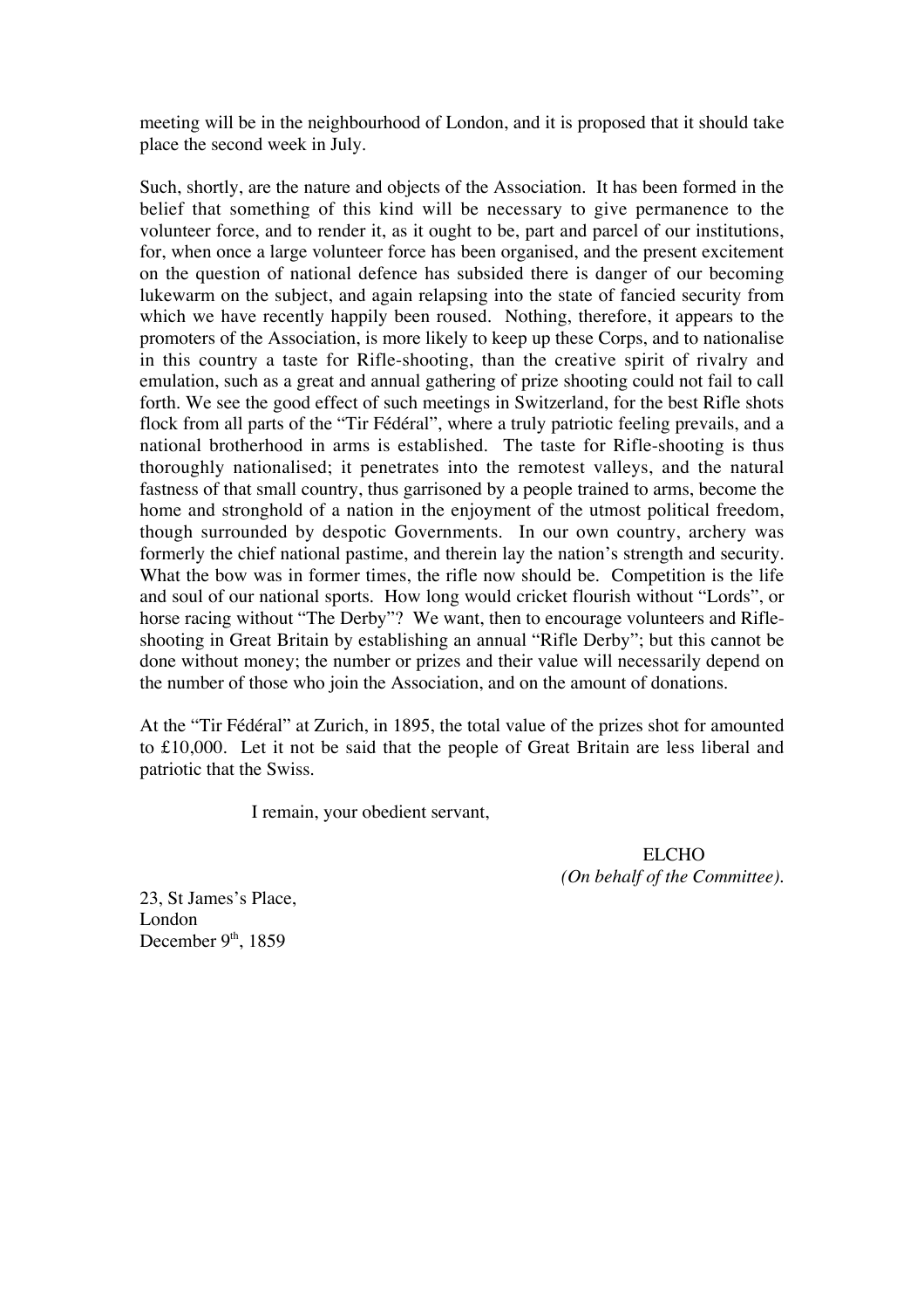meeting will be in the neighbourhood of London, and it is proposed that it should take place the second week in July.

Such, shortly, are the nature and objects of the Association. It has been formed in the belief that something of this kind will be necessary to give permanence to the volunteer force, and to render it, as it ought to be, part and parcel of our institutions, for, when once a large volunteer force has been organised, and the present excitement on the question of national defence has subsided there is danger of our becoming lukewarm on the subject, and again relapsing into the state of fancied security from which we have recently happily been roused. Nothing, therefore, it appears to the promoters of the Association, is more likely to keep up these Corps, and to nationalise in this country a taste for Rifle-shooting, than the creative spirit of rivalry and emulation, such as a great and annual gathering of prize shooting could not fail to call forth. We see the good effect of such meetings in Switzerland, for the best Rifle shots flock from all parts of the "Tir Fédéral", where a truly patriotic feeling prevails, and a national brotherhood in arms is established. The taste for Rifle-shooting is thus thoroughly nationalised; it penetrates into the remotest valleys, and the natural fastness of that small country, thus garrisoned by a people trained to arms, become the home and stronghold of a nation in the enjoyment of the utmost political freedom, though surrounded by despotic Governments. In our own country, archery was formerly the chief national pastime, and therein lay the nation's strength and security. What the bow was in former times, the rifle now should be. Competition is the life and soul of our national sports. How long would cricket flourish without "Lords", or horse racing without "The Derby"? We want, then to encourage volunteers and Rifle-shooting in Great Britain by establishing an annual "Rifle Derby"; but this cannot be done without money; the number or prizes and their value will necessarily depend on the number of those who join the Association, and on the amount of donations.

At the "Tir Fédéral" at Zurich, in 1895, the total value of the prizes shot for amounted to £10,000. Let it not be said that the people of Great Britain are less liberal and patriotic that the Swiss.

I remain, your obedient servant,

ELCHO
*(On behalf of the Committee).*

23, St James's Place,
London
December 9th, 1859